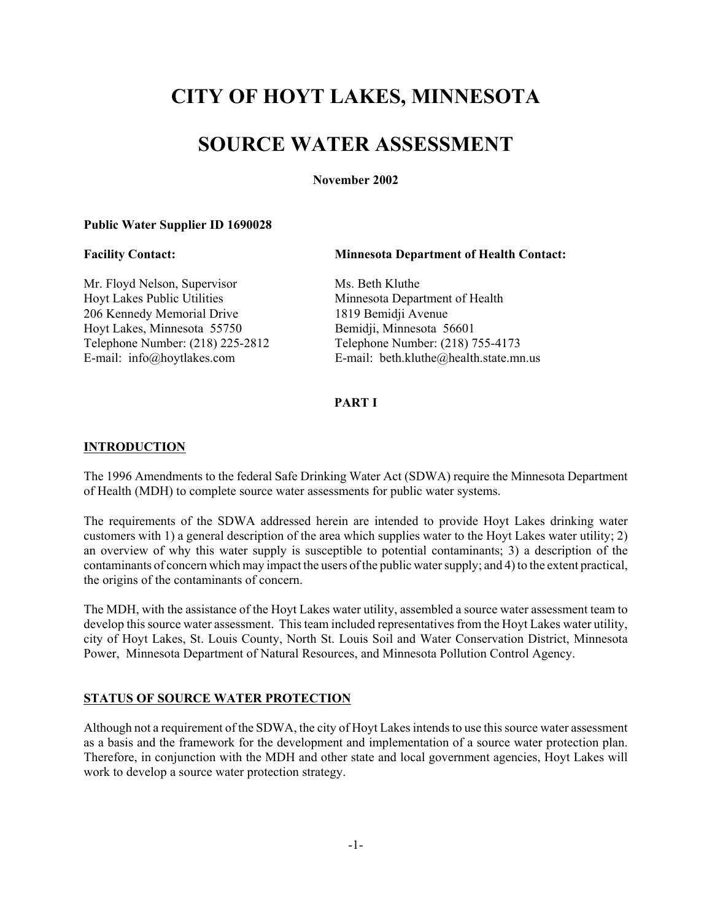# CITY OF HOYT LAKES, MINNESOTA

# SOURCE WATER ASSESSMENT

**November 2002**

**Public Water Supplier ID 1690028**

**Facility Contact:**

Mr. Floyd Nelson, Supervisor
Hoyt Lakes Public Utilities
206 Kennedy Memorial Drive
Hoyt Lakes, Minnesota 55750
Telephone Number: (218) 225-2812
E-mail: info@hoytlakes.com

**Minnesota Department of Health Contact:**

Ms. Beth Kluthe
Minnesota Department of Health
1819 Bemidji Avenue
Bemidji, Minnesota 56601
Telephone Number: (218) 755-4173
E-mail: beth.kluthe@health.state.mn.us

## PART I

### INTRODUCTION

The 1996 Amendments to the federal Safe Drinking Water Act (SDWA) require the Minnesota Department of Health (MDH) to complete source water assessments for public water systems.

The requirements of the SDWA addressed herein are intended to provide Hoyt Lakes drinking water customers with 1) a general description of the area which supplies water to the Hoyt Lakes water utility; 2) an overview of why this water supply is susceptible to potential contaminants; 3) a description of the contaminants of concern which may impact the users of the public water supply; and 4) to the extent practical, the origins of the contaminants of concern.

The MDH, with the assistance of the Hoyt Lakes water utility, assembled a source water assessment team to develop this source water assessment. This team included representatives from the Hoyt Lakes water utility, city of Hoyt Lakes, St. Louis County, North St. Louis Soil and Water Conservation District, Minnesota Power, Minnesota Department of Natural Resources, and Minnesota Pollution Control Agency.

### STATUS OF SOURCE WATER PROTECTION

Although not a requirement of the SDWA, the city of Hoyt Lakes intends to use this source water assessment as a basis and the framework for the development and implementation of a source water protection plan. Therefore, in conjunction with the MDH and other state and local government agencies, Hoyt Lakes will work to develop a source water protection strategy.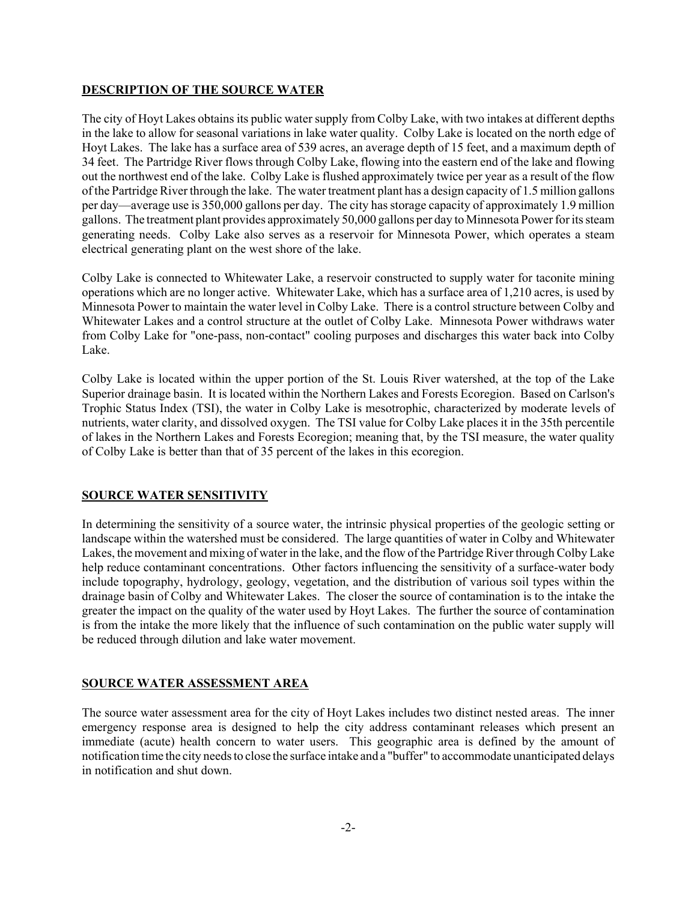## DESCRIPTION OF THE SOURCE WATER

The city of Hoyt Lakes obtains its public water supply from Colby Lake, with two intakes at different depths in the lake to allow for seasonal variations in lake water quality. Colby Lake is located on the north edge of Hoyt Lakes. The lake has a surface area of 539 acres, an average depth of 15 feet, and a maximum depth of 34 feet. The Partridge River flows through Colby Lake, flowing into the eastern end of the lake and flowing out the northwest end of the lake. Colby Lake is flushed approximately twice per year as a result of the flow of the Partridge River through the lake. The water treatment plant has a design capacity of 1.5 million gallons per day—average use is 350,000 gallons per day. The city has storage capacity of approximately 1.9 million gallons. The treatment plant provides approximately 50,000 gallons per day to Minnesota Power for its steam generating needs. Colby Lake also serves as a reservoir for Minnesota Power, which operates a steam electrical generating plant on the west shore of the lake.

Colby Lake is connected to Whitewater Lake, a reservoir constructed to supply water for taconite mining operations which are no longer active. Whitewater Lake, which has a surface area of 1,210 acres, is used by Minnesota Power to maintain the water level in Colby Lake. There is a control structure between Colby and Whitewater Lakes and a control structure at the outlet of Colby Lake. Minnesota Power withdraws water from Colby Lake for "one-pass, non-contact" cooling purposes and discharges this water back into Colby Lake.

Colby Lake is located within the upper portion of the St. Louis River watershed, at the top of the Lake Superior drainage basin. It is located within the Northern Lakes and Forests Ecoregion. Based on Carlson's Trophic Status Index (TSI), the water in Colby Lake is mesotrophic, characterized by moderate levels of nutrients, water clarity, and dissolved oxygen. The TSI value for Colby Lake places it in the 35th percentile of lakes in the Northern Lakes and Forests Ecoregion; meaning that, by the TSI measure, the water quality of Colby Lake is better than that of 35 percent of the lakes in this ecoregion.

## SOURCE WATER SENSITIVITY

In determining the sensitivity of a source water, the intrinsic physical properties of the geologic setting or landscape within the watershed must be considered. The large quantities of water in Colby and Whitewater Lakes, the movement and mixing of water in the lake, and the flow of the Partridge River through Colby Lake help reduce contaminant concentrations. Other factors influencing the sensitivity of a surface-water body include topography, hydrology, geology, vegetation, and the distribution of various soil types within the drainage basin of Colby and Whitewater Lakes. The closer the source of contamination is to the intake the greater the impact on the quality of the water used by Hoyt Lakes. The further the source of contamination is from the intake the more likely that the influence of such contamination on the public water supply will be reduced through dilution and lake water movement.

## SOURCE WATER ASSESSMENT AREA

The source water assessment area for the city of Hoyt Lakes includes two distinct nested areas. The inner emergency response area is designed to help the city address contaminant releases which present an immediate (acute) health concern to water users. This geographic area is defined by the amount of notification time the city needs to close the surface intake and a "buffer" to accommodate unanticipated delays in notification and shut down.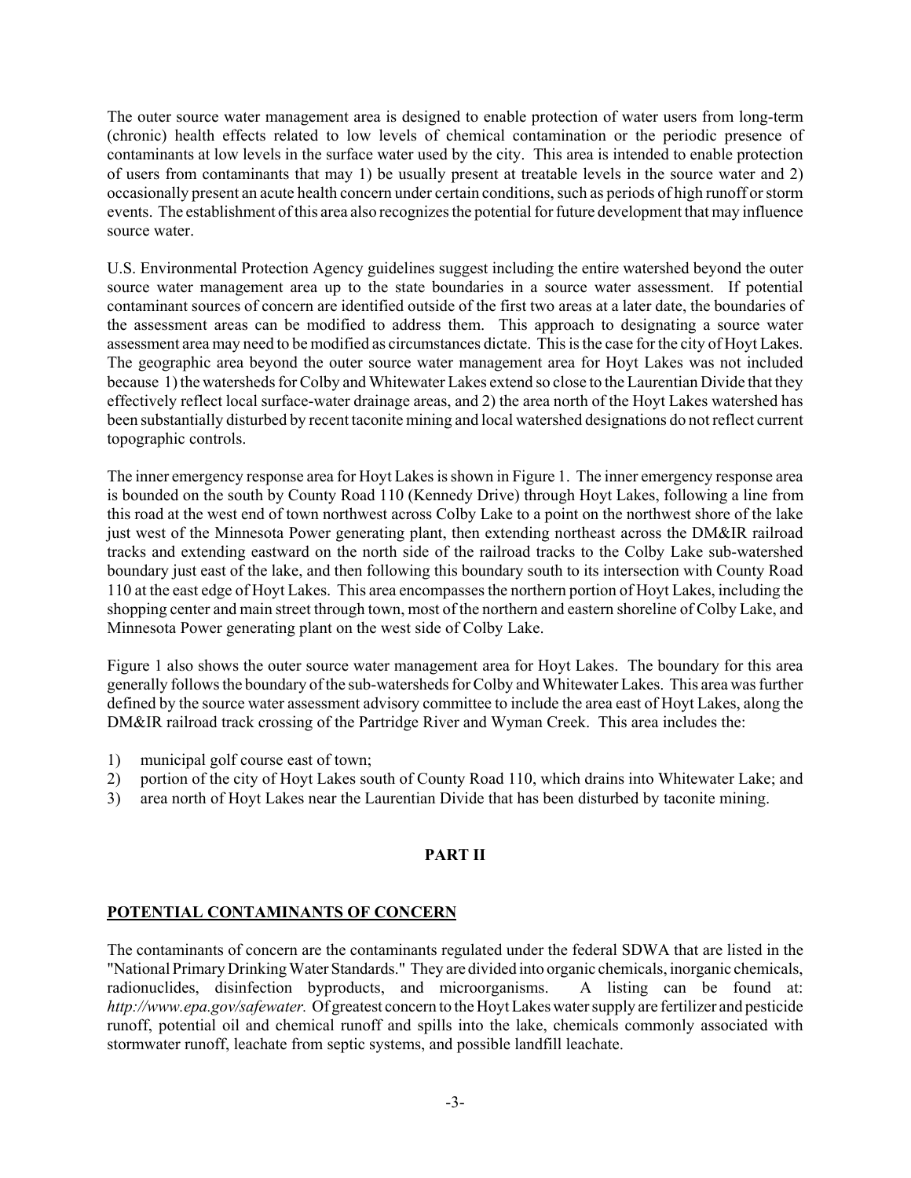The outer source water management area is designed to enable protection of water users from long-term (chronic) health effects related to low levels of chemical contamination or the periodic presence of contaminants at low levels in the surface water used by the city. This area is intended to enable protection of users from contaminants that may 1) be usually present at treatable levels in the source water and 2) occasionally present an acute health concern under certain conditions, such as periods of high runoff or storm events. The establishment of this area also recognizes the potential for future development that may influence source water.

U.S. Environmental Protection Agency guidelines suggest including the entire watershed beyond the outer source water management area up to the state boundaries in a source water assessment. If potential contaminant sources of concern are identified outside of the first two areas at a later date, the boundaries of the assessment areas can be modified to address them. This approach to designating a source water assessment area may need to be modified as circumstances dictate. This is the case for the city of Hoyt Lakes. The geographic area beyond the outer source water management area for Hoyt Lakes was not included because 1) the watersheds for Colby and Whitewater Lakes extend so close to the Laurentian Divide that they effectively reflect local surface-water drainage areas, and 2) the area north of the Hoyt Lakes watershed has been substantially disturbed by recent taconite mining and local watershed designations do not reflect current topographic controls.

The inner emergency response area for Hoyt Lakes is shown in Figure 1. The inner emergency response area is bounded on the south by County Road 110 (Kennedy Drive) through Hoyt Lakes, following a line from this road at the west end of town northwest across Colby Lake to a point on the northwest shore of the lake just west of the Minnesota Power generating plant, then extending northeast across the DM&IR railroad tracks and extending eastward on the north side of the railroad tracks to the Colby Lake sub-watershed boundary just east of the lake, and then following this boundary south to its intersection with County Road 110 at the east edge of Hoyt Lakes. This area encompasses the northern portion of Hoyt Lakes, including the shopping center and main street through town, most of the northern and eastern shoreline of Colby Lake, and Minnesota Power generating plant on the west side of Colby Lake.

Figure 1 also shows the outer source water management area for Hoyt Lakes. The boundary for this area generally follows the boundary of the sub-watersheds for Colby and Whitewater Lakes. This area was further defined by the source water assessment advisory committee to include the area east of Hoyt Lakes, along the DM&IR railroad track crossing of the Partridge River and Wyman Creek. This area includes the:

1) municipal golf course east of town;
2) portion of the city of Hoyt Lakes south of County Road 110, which drains into Whitewater Lake; and
3) area north of Hoyt Lakes near the Laurentian Divide that has been disturbed by taconite mining.

## PART II

### POTENTIAL CONTAMINANTS OF CONCERN

The contaminants of concern are the contaminants regulated under the federal SDWA that are listed in the "National Primary Drinking Water Standards." They are divided into organic chemicals, inorganic chemicals, radionuclides, disinfection byproducts, and microorganisms. A listing can be found at: *http://www.epa.gov/safewater.* Of greatest concern to the Hoyt Lakes water supply are fertilizer and pesticide runoff, potential oil and chemical runoff and spills into the lake, chemicals commonly associated with stormwater runoff, leachate from septic systems, and possible landfill leachate.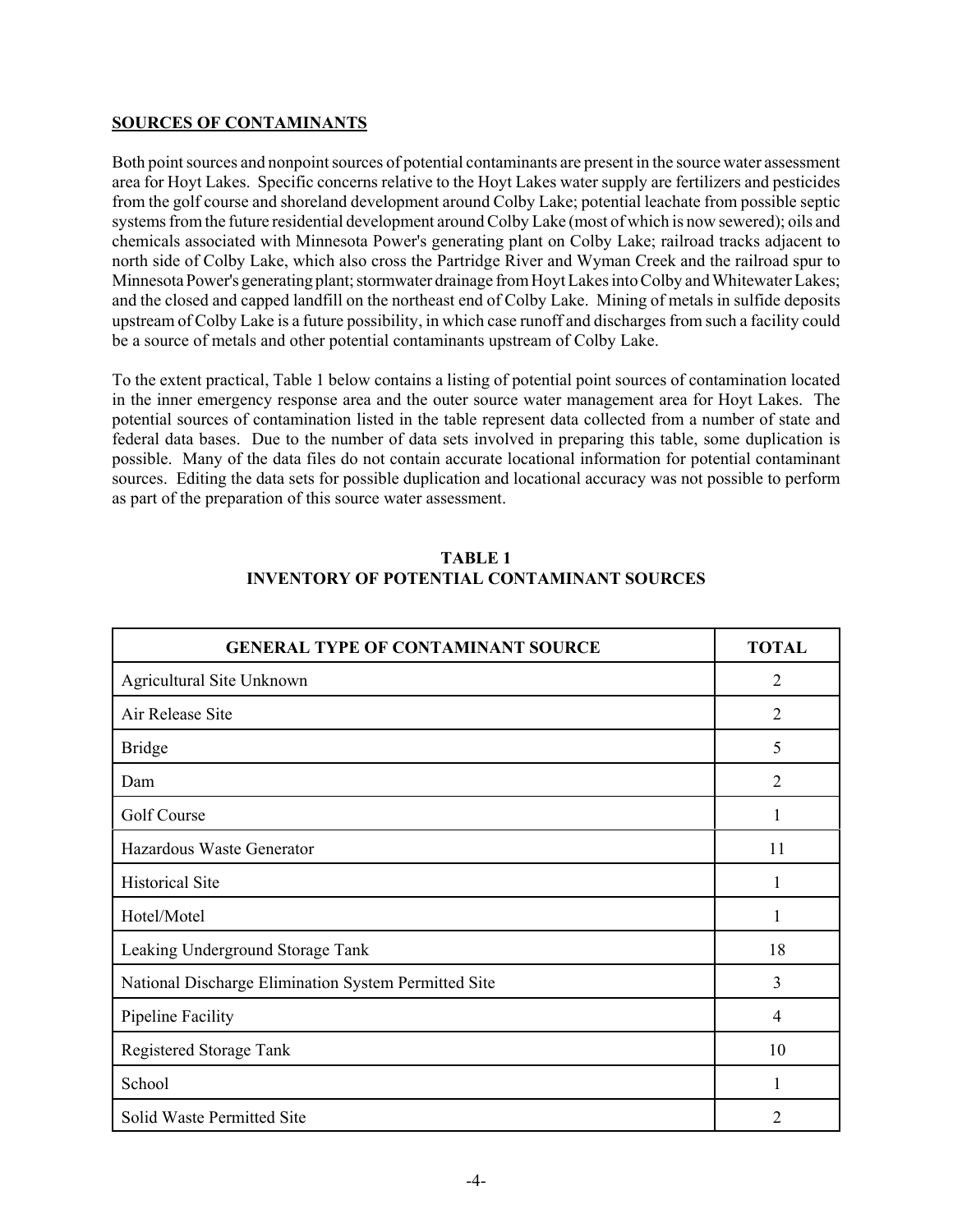**SOURCES OF CONTAMINANTS**

Both point sources and nonpoint sources of potential contaminants are present in the source water assessment area for Hoyt Lakes. Specific concerns relative to the Hoyt Lakes water supply are fertilizers and pesticides from the golf course and shoreland development around Colby Lake; potential leachate from possible septic systems from the future residential development around Colby Lake (most of which is now sewered); oils and chemicals associated with Minnesota Power's generating plant on Colby Lake; railroad tracks adjacent to north side of Colby Lake, which also cross the Partridge River and Wyman Creek and the railroad spur to Minnesota Power's generating plant; stormwater drainage from Hoyt Lakes into Colby and Whitewater Lakes; and the closed and capped landfill on the northeast end of Colby Lake. Mining of metals in sulfide deposits upstream of Colby Lake is a future possibility, in which case runoff and discharges from such a facility could be a source of metals and other potential contaminants upstream of Colby Lake.

To the extent practical, Table 1 below contains a listing of potential point sources of contamination located in the inner emergency response area and the outer source water management area for Hoyt Lakes. The potential sources of contamination listed in the table represent data collected from a number of state and federal data bases. Due to the number of data sets involved in preparing this table, some duplication is possible. Many of the data files do not contain accurate locational information for potential contaminant sources. Editing the data sets for possible duplication and locational accuracy was not possible to perform as part of the preparation of this source water assessment.

**TABLE 1**
**INVENTORY OF POTENTIAL CONTAMINANT SOURCES**

| GENERAL TYPE OF CONTAMINANT SOURCE | TOTAL |
|---|---|
| Agricultural Site Unknown | 2 |
| Air Release Site | 2 |
| Bridge | 5 |
| Dam | 2 |
| Golf Course | 1 |
| Hazardous Waste Generator | 11 |
| Historical Site | 1 |
| Hotel/Motel | 1 |
| Leaking Underground Storage Tank | 18 |
| National Discharge Elimination System Permitted Site | 3 |
| Pipeline Facility | 4 |
| Registered Storage Tank | 10 |
| School | 1 |
| Solid Waste Permitted Site | 2 |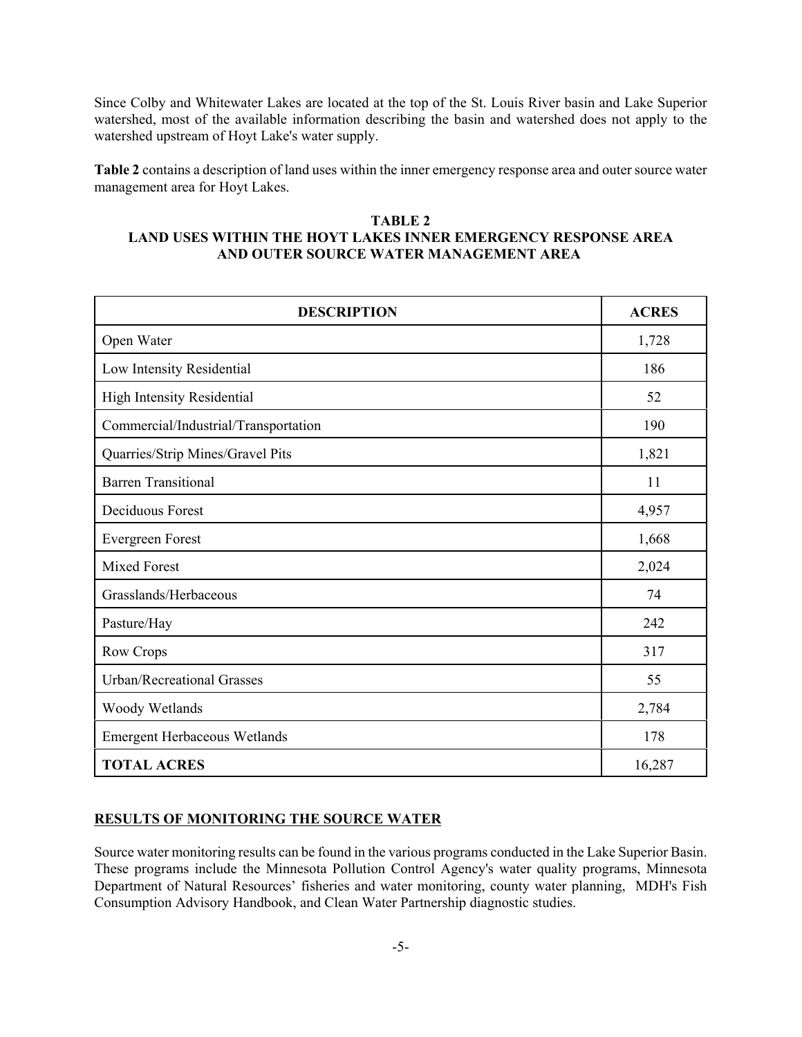Since Colby and Whitewater Lakes are located at the top of the St. Louis River basin and Lake Superior watershed, most of the available information describing the basin and watershed does not apply to the watershed upstream of Hoyt Lake's water supply.

**Table 2** contains a description of land uses within the inner emergency response area and outer source water management area for Hoyt Lakes.

**TABLE 2**
**LAND USES WITHIN THE HOYT LAKES INNER EMERGENCY RESPONSE AREA AND OUTER SOURCE WATER MANAGEMENT AREA**

| DESCRIPTION | ACRES |
|---|---|
| Open Water | 1,728 |
| Low Intensity Residential | 186 |
| High Intensity Residential | 52 |
| Commercial/Industrial/Transportation | 190 |
| Quarries/Strip Mines/Gravel Pits | 1,821 |
| Barren Transitional | 11 |
| Deciduous Forest | 4,957 |
| Evergreen Forest | 1,668 |
| Mixed Forest | 2,024 |
| Grasslands/Herbaceous | 74 |
| Pasture/Hay | 242 |
| Row Crops | 317 |
| Urban/Recreational Grasses | 55 |
| Woody Wetlands | 2,784 |
| Emergent Herbaceous Wetlands | 178 |
| **TOTAL ACRES** | 16,287 |

## RESULTS OF MONITORING THE SOURCE WATER

Source water monitoring results can be found in the various programs conducted in the Lake Superior Basin. These programs include the Minnesota Pollution Control Agency's water quality programs, Minnesota Department of Natural Resources' fisheries and water monitoring, county water planning, MDH's Fish Consumption Advisory Handbook, and Clean Water Partnership diagnostic studies.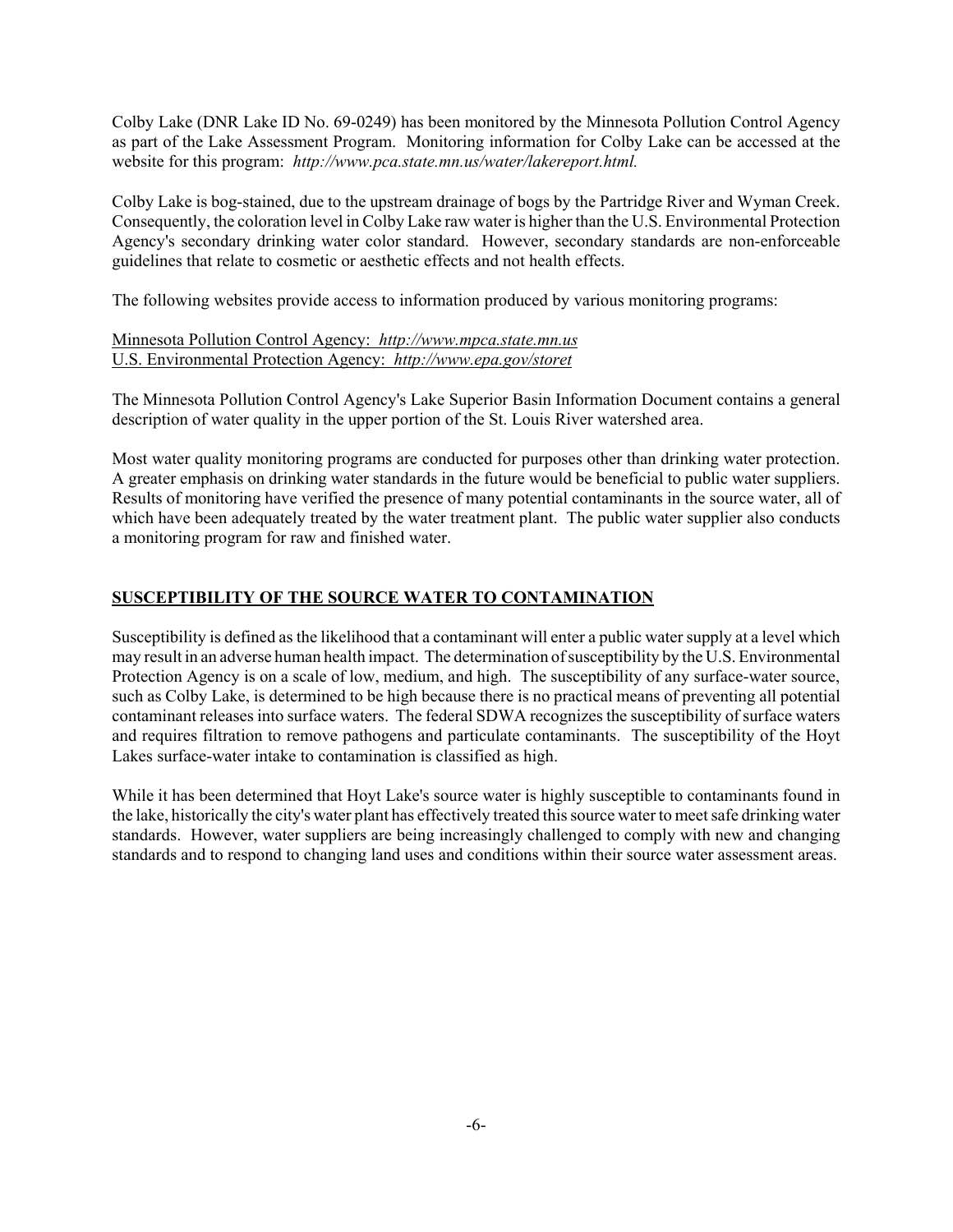Colby Lake (DNR Lake ID No. 69-0249) has been monitored by the Minnesota Pollution Control Agency as part of the Lake Assessment Program. Monitoring information for Colby Lake can be accessed at the website for this program: *http://www.pca.state.mn.us/water/lakereport.html.*

Colby Lake is bog-stained, due to the upstream drainage of bogs by the Partridge River and Wyman Creek. Consequently, the coloration level in Colby Lake raw water is higher than the U.S. Environmental Protection Agency's secondary drinking water color standard. However, secondary standards are non-enforceable guidelines that relate to cosmetic or aesthetic effects and not health effects.

The following websites provide access to information produced by various monitoring programs:

Minnesota Pollution Control Agency: *http://www.mpca.state.mn.us*
U.S. Environmental Protection Agency: *http://www.epa.gov/storet*

The Minnesota Pollution Control Agency's Lake Superior Basin Information Document contains a general description of water quality in the upper portion of the St. Louis River watershed area.

Most water quality monitoring programs are conducted for purposes other than drinking water protection. A greater emphasis on drinking water standards in the future would be beneficial to public water suppliers. Results of monitoring have verified the presence of many potential contaminants in the source water, all of which have been adequately treated by the water treatment plant. The public water supplier also conducts a monitoring program for raw and finished water.

## SUSCEPTIBILITY OF THE SOURCE WATER TO CONTAMINATION

Susceptibility is defined as the likelihood that a contaminant will enter a public water supply at a level which may result in an adverse human health impact. The determination of susceptibility by the U.S. Environmental Protection Agency is on a scale of low, medium, and high. The susceptibility of any surface-water source, such as Colby Lake, is determined to be high because there is no practical means of preventing all potential contaminant releases into surface waters. The federal SDWA recognizes the susceptibility of surface waters and requires filtration to remove pathogens and particulate contaminants. The susceptibility of the Hoyt Lakes surface-water intake to contamination is classified as high.

While it has been determined that Hoyt Lake's source water is highly susceptible to contaminants found in the lake, historically the city's water plant has effectively treated this source water to meet safe drinking water standards. However, water suppliers are being increasingly challenged to comply with new and changing standards and to respond to changing land uses and conditions within their source water assessment areas.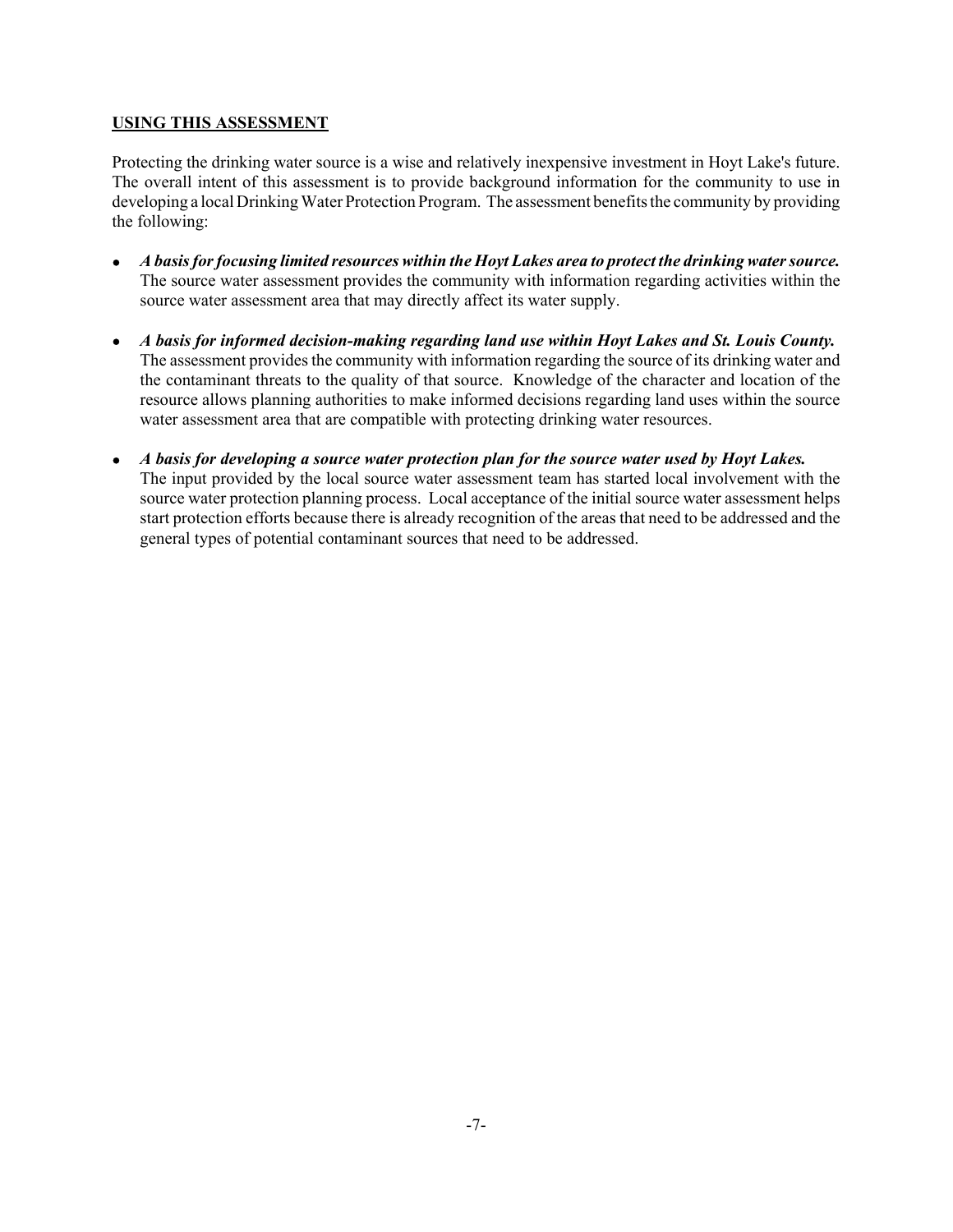## USING THIS ASSESSMENT

Protecting the drinking water source is a wise and relatively inexpensive investment in Hoyt Lake's future. The overall intent of this assessment is to provide background information for the community to use in developing a local Drinking Water Protection Program. The assessment benefits the community by providing the following:

- ***A basis for focusing limited resources within the Hoyt Lakes area to protect the drinking water source.*** The source water assessment provides the community with information regarding activities within the source water assessment area that may directly affect its water supply.

- ***A basis for informed decision-making regarding land use within Hoyt Lakes and St. Louis County.*** The assessment provides the community with information regarding the source of its drinking water and the contaminant threats to the quality of that source. Knowledge of the character and location of the resource allows planning authorities to make informed decisions regarding land uses within the source water assessment area that are compatible with protecting drinking water resources.

- ***A basis for developing a source water protection plan for the source water used by Hoyt Lakes.*** The input provided by the local source water assessment team has started local involvement with the source water protection planning process. Local acceptance of the initial source water assessment helps start protection efforts because there is already recognition of the areas that need to be addressed and the general types of potential contaminant sources that need to be addressed.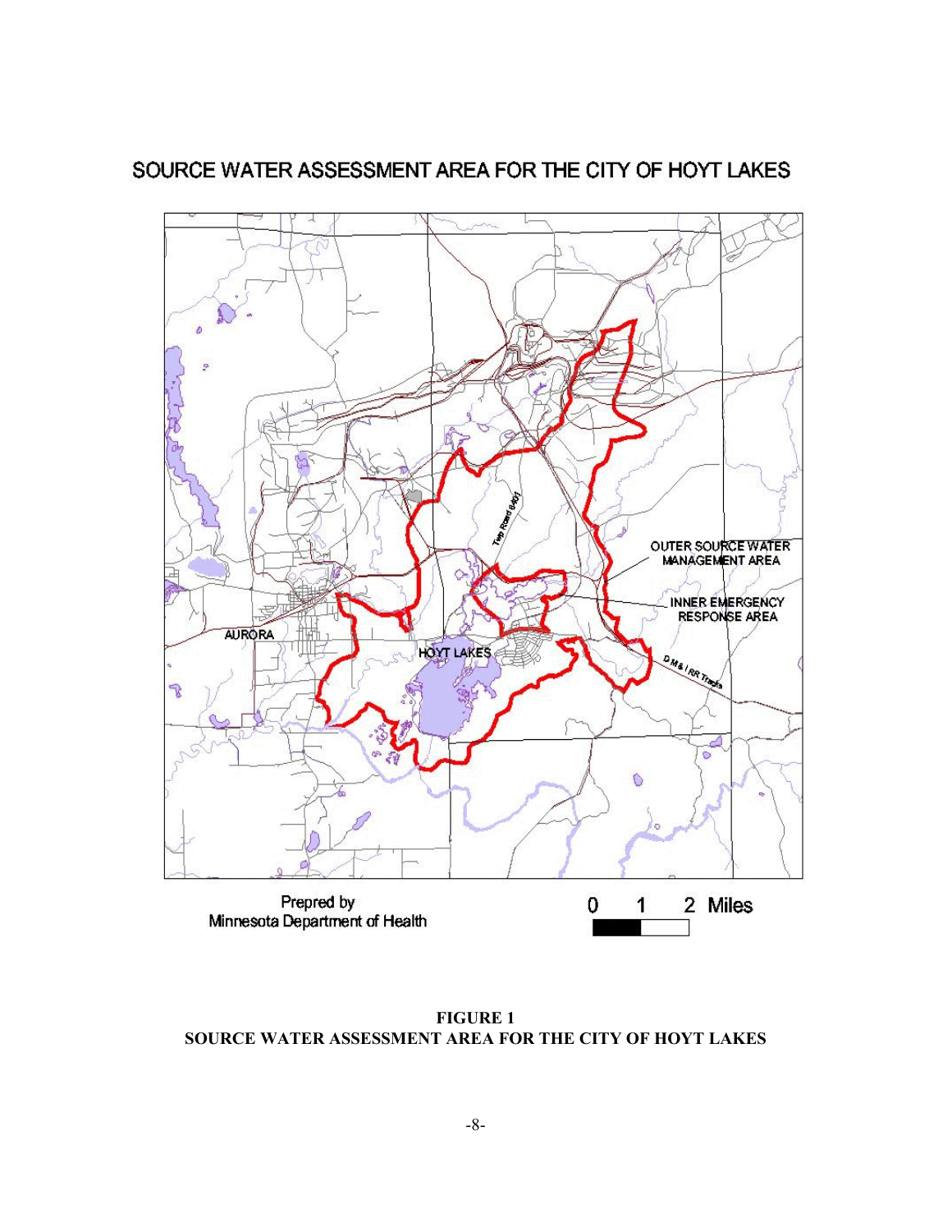SOURCE WATER ASSESSMENT AREA FOR THE CITY OF HOYT LAKES

OUTER SOURCE WATER MANAGEMENT AREA

INNER EMERGENCY RESPONSE AREA

AURORA

HOYT LAKES

Twp Road 6-601

D M & I RR Tracks

Prepred by
Minnesota Department of Health

0 1 2 Miles

**FIGURE 1**
**SOURCE WATER ASSESSMENT AREA FOR THE CITY OF HOYT LAKES**